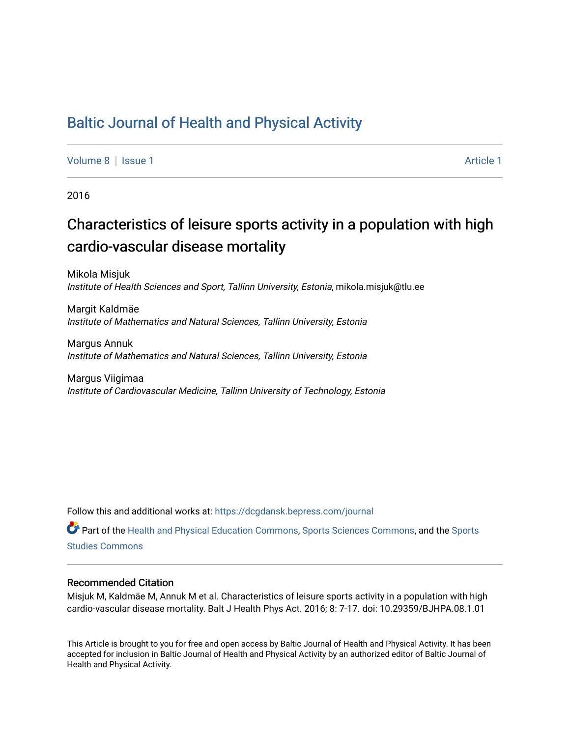# Baltic Journal of Health and Physical Activity

Volume 8 | Issue 1 Article 1

2016

## Characteristics of leisure sports activity in a population with high cardio-vascular disease mortality

Mikola Misjuk
*Institute of Health Sciences and Sport, Tallinn University, Estonia*, mikola.misjuk@tlu.ee

Margit Kaldmäe
*Institute of Mathematics and Natural Sciences, Tallinn University, Estonia*

Margus Annuk
*Institute of Mathematics and Natural Sciences, Tallinn University, Estonia*

Margus Viigimaa
*Institute of Cardiovascular Medicine, Tallinn University of Technology, Estonia*

Follow this and additional works at: https://dcgdansk.bepress.com/journal

Part of the Health and Physical Education Commons, Sports Sciences Commons, and the Sports Studies Commons

### Recommended Citation

Misjuk M, Kaldmäe M, Annuk M et al. Characteristics of leisure sports activity in a population with high cardio-vascular disease mortality. Balt J Health Phys Act. 2016; 8: 7-17. doi: 10.29359/BJHPA.08.1.01

This Article is brought to you for free and open access by Baltic Journal of Health and Physical Activity. It has been accepted for inclusion in Baltic Journal of Health and Physical Activity by an authorized editor of Baltic Journal of Health and Physical Activity.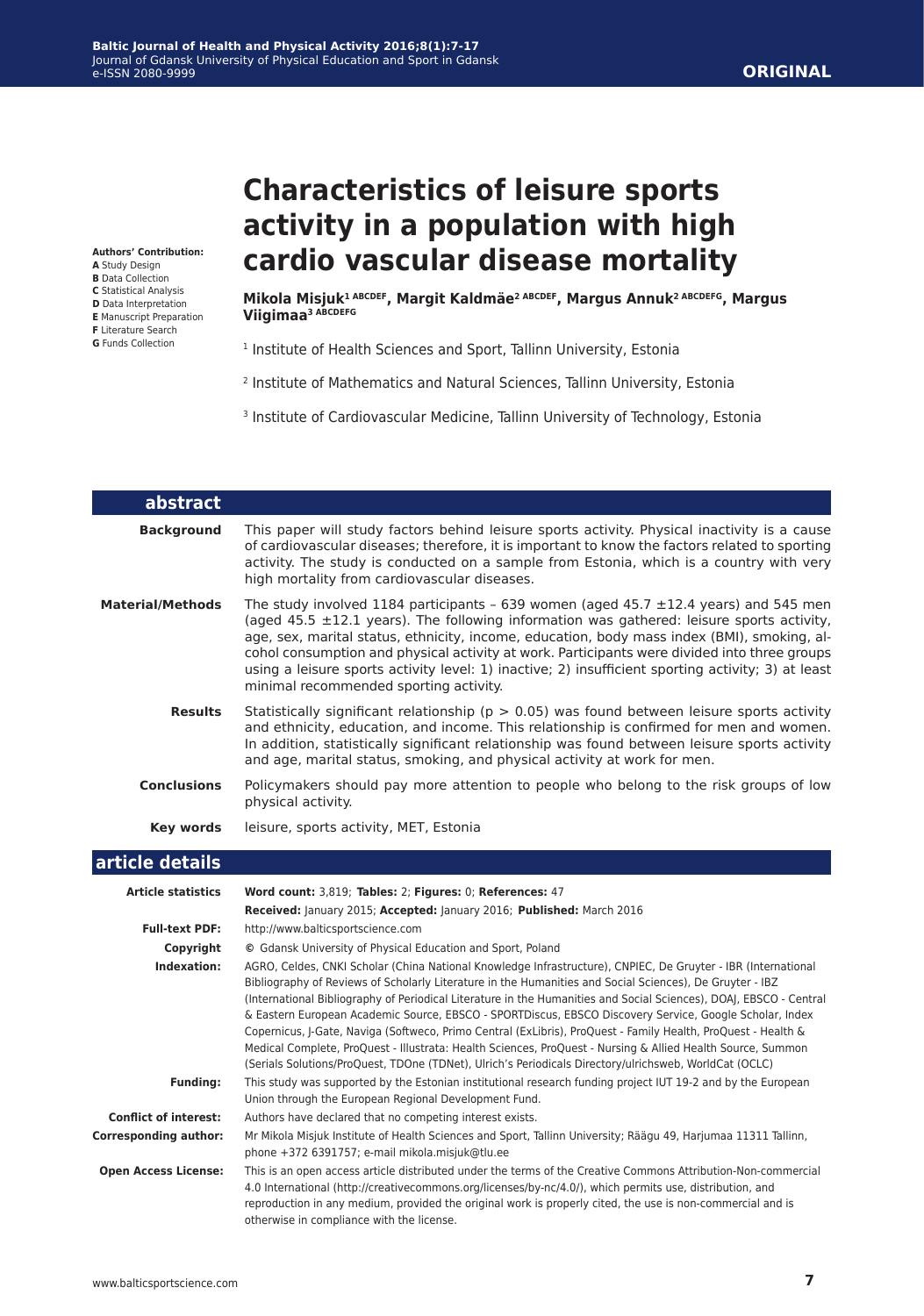ORIGINAL

# Characteristics of leisure sports activity in a population with high cardio vascular disease mortality

**Mikola Misjuk[1 ABCDEF], Margit Kaldmäe[2 ABCDEF], Margus Annuk[2 ABCDEFG], Margus Viigimaa[3 ABCDEFG]**

[1] Institute of Health Sciences and Sport, Tallinn University, Estonia

[2] Institute of Mathematics and Natural Sciences, Tallinn University, Estonia

[3] Institute of Cardiovascular Medicine, Tallinn University of Technology, Estonia

**Authors' Contribution:**
**A** Study Design
**B** Data Collection
**C** Statistical Analysis
**D** Data Interpretation
**E** Manuscript Preparation
**F** Literature Search
**G** Funds Collection

## abstract

**Background** This paper will study factors behind leisure sports activity. Physical inactivity is a cause of cardiovascular diseases; therefore, it is important to know the factors related to sporting activity. The study is conducted on a sample from Estonia, which is a country with very high mortality from cardiovascular diseases.

**Material/Methods** The study involved 1184 participants – 639 women (aged 45.7 ±12.4 years) and 545 men (aged 45.5 ±12.1 years). The following information was gathered: leisure sports activity, age, sex, marital status, ethnicity, income, education, body mass index (BMI), smoking, alcohol consumption and physical activity at work. Participants were divided into three groups using a leisure sports activity level: 1) inactive; 2) insufficient sporting activity; 3) at least minimal recommended sporting activity.

**Results** Statistically significant relationship ($p > 0.05$) was found between leisure sports activity and ethnicity, education, and income. This relationship is confirmed for men and women. In addition, statistically significant relationship was found between leisure sports activity and age, marital status, smoking, and physical activity at work for men.

**Conclusions** Policymakers should pay more attention to people who belong to the risk groups of low physical activity.

**Key words** leisure, sports activity, MET, Estonia

## article details

**Article statistics** **Word count:** 3,819; **Tables:** 2; **Figures:** 0; **References:** 47

**Received:** January 2015; **Accepted:** January 2016; **Published:** March 2016

**Full-text PDF:** http://www.balticsportscience.com

**Copyright** © Gdansk University of Physical Education and Sport, Poland

**Indexation:** AGRO, Celdes, CNKI Scholar (China National Knowledge Infrastructure), CNPIEC, De Gruyter - IBR (International Bibliography of Reviews of Scholarly Literature in the Humanities and Social Sciences), De Gruyter - IBZ (International Bibliography of Periodical Literature in the Humanities and Social Sciences), DOAJ, EBSCO - Central & Eastern European Academic Source, EBSCO - SPORTDiscus, EBSCO Discovery Service, Google Scholar, Index Copernicus, J-Gate, Naviga (Softweco, Primo Central (ExLibris), ProQuest - Family Health, ProQuest - Health & Medical Complete, ProQuest - Illustrata: Health Sciences, ProQuest - Nursing & Allied Health Source, Summon (Serials Solutions/ProQuest, TDOne (TDNet), Ulrich's Periodicals Directory/ulrichsweb, WorldCat (OCLC)

**Funding:** This study was supported by the Estonian institutional research funding project IUT 19-2 and by the European Union through the European Regional Development Fund.

**Conflict of interest:** Authors have declared that no competing interest exists.

**Corresponding author:** Mr Mikola Misjuk Institute of Health Sciences and Sport, Tallinn University; Räägu 49, Harjumaa 11311 Tallinn, phone +372 6391757; e-mail mikola.misjuk@tlu.ee

**Open Access License:** This is an open access article distributed under the terms of the Creative Commons Attribution-Non-commercial 4.0 International (http://creativecommons.org/licenses/by-nc/4.0/), which permits use, distribution, and reproduction in any medium, provided the original work is properly cited, the use is non-commercial and is otherwise in compliance with the license.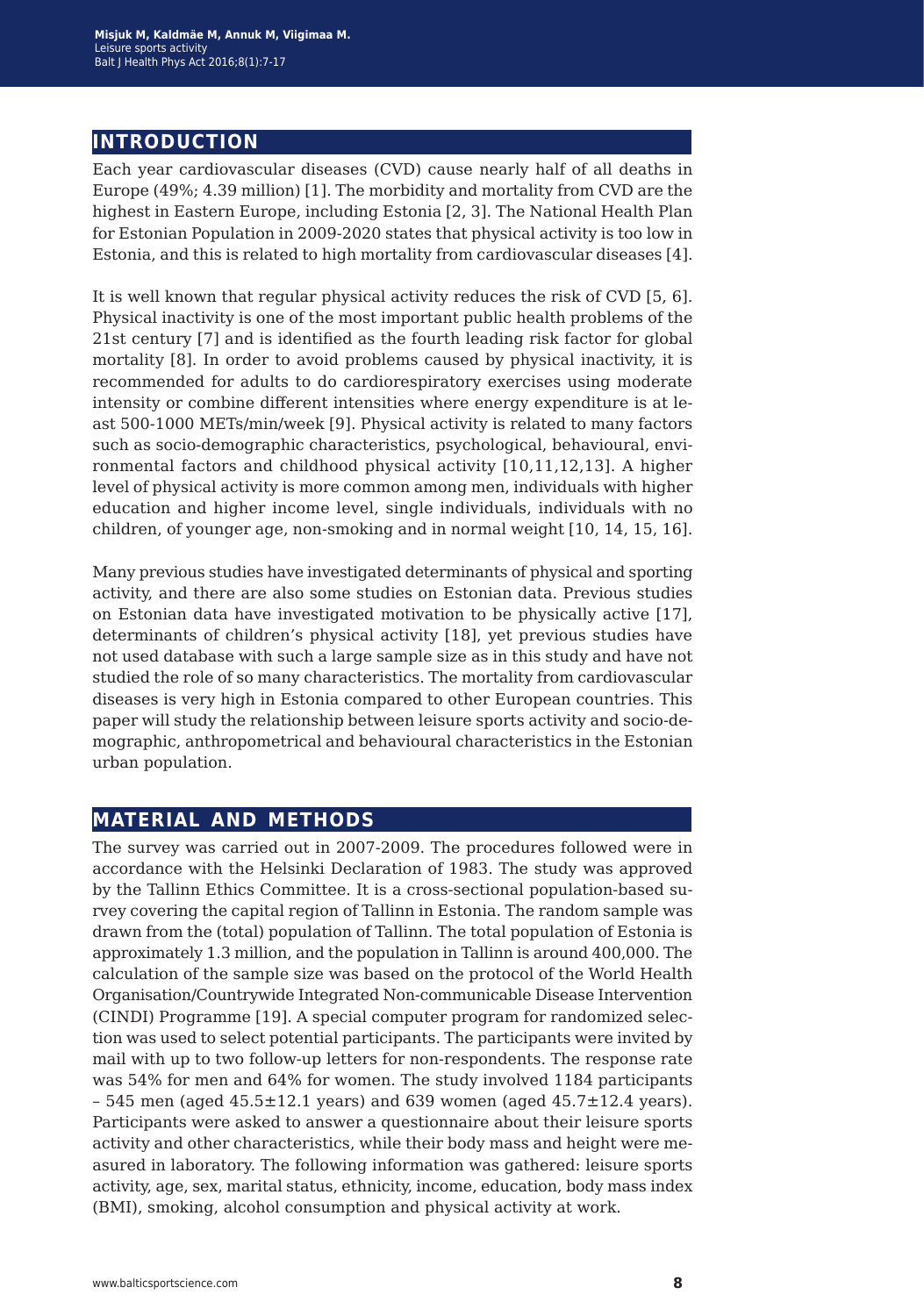## INTRODUCTION

Each year cardiovascular diseases (CVD) cause nearly half of all deaths in Europe (49%; 4.39 million) [1]. The morbidity and mortality from CVD are the highest in Eastern Europe, including Estonia [2, 3]. The National Health Plan for Estonian Population in 2009-2020 states that physical activity is too low in Estonia, and this is related to high mortality from cardiovascular diseases [4].

It is well known that regular physical activity reduces the risk of CVD [5, 6]. Physical inactivity is one of the most important public health problems of the 21st century [7] and is identified as the fourth leading risk factor for global mortality [8]. In order to avoid problems caused by physical inactivity, it is recommended for adults to do cardiorespiratory exercises using moderate intensity or combine different intensities where energy expenditure is at least 500-1000 METs/min/week [9]. Physical activity is related to many factors such as socio-demographic characteristics, psychological, behavioural, environmental factors and childhood physical activity [10,11,12,13]. A higher level of physical activity is more common among men, individuals with higher education and higher income level, single individuals, individuals with no children, of younger age, non-smoking and in normal weight [10, 14, 15, 16].

Many previous studies have investigated determinants of physical and sporting activity, and there are also some studies on Estonian data. Previous studies on Estonian data have investigated motivation to be physically active [17], determinants of children's physical activity [18], yet previous studies have not used database with such a large sample size as in this study and have not studied the role of so many characteristics. The mortality from cardiovascular diseases is very high in Estonia compared to other European countries. This paper will study the relationship between leisure sports activity and socio-demographic, anthropometrical and behavioural characteristics in the Estonian urban population.

## MATERIAL AND METHODS

The survey was carried out in 2007-2009. The procedures followed were in accordance with the Helsinki Declaration of 1983. The study was approved by the Tallinn Ethics Committee. It is a cross-sectional population-based survey covering the capital region of Tallinn in Estonia. The random sample was drawn from the (total) population of Tallinn. The total population of Estonia is approximately 1.3 million, and the population in Tallinn is around 400,000. The calculation of the sample size was based on the protocol of the World Health Organisation/Countrywide Integrated Non-communicable Disease Intervention (CINDI) Programme [19]. A special computer program for randomized selection was used to select potential participants. The participants were invited by mail with up to two follow-up letters for non-respondents. The response rate was 54% for men and 64% for women. The study involved 1184 participants – 545 men (aged 45.5±12.1 years) and 639 women (aged 45.7±12.4 years). Participants were asked to answer a questionnaire about their leisure sports activity and other characteristics, while their body mass and height were measured in laboratory. The following information was gathered: leisure sports activity, age, sex, marital status, ethnicity, income, education, body mass index (BMI), smoking, alcohol consumption and physical activity at work.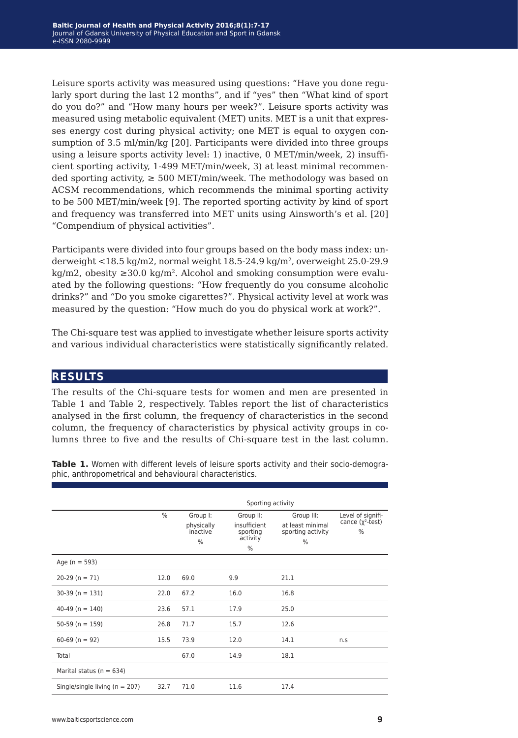Leisure sports activity was measured using questions: "Have you done regularly sport during the last 12 months", and if "yes" then "What kind of sport do you do?" and "How many hours per week?". Leisure sports activity was measured using metabolic equivalent (MET) units. MET is a unit that expresses energy cost during physical activity; one MET is equal to oxygen consumption of 3.5 ml/min/kg [20]. Participants were divided into three groups using a leisure sports activity level: 1) inactive, 0 MET/min/week, 2) insufficient sporting activity, 1-499 MET/min/week, 3) at least minimal recommended sporting activity, ≥ 500 MET/min/week. The methodology was based on ACSM recommendations, which recommends the minimal sporting activity to be 500 MET/min/week [9]. The reported sporting activity by kind of sport and frequency was transferred into MET units using Ainsworth's et al. [20] "Compendium of physical activities".

Participants were divided into four groups based on the body mass index: underweight <18.5 kg/m2, normal weight 18.5-24.9 kg/$m^2$, overweight 25.0-29.9 kg/m2, obesity ≥30.0 kg/$m^2$. Alcohol and smoking consumption were evaluated by the following questions: "How frequently do you consume alcoholic drinks?" and "Do you smoke cigarettes?". Physical activity level at work was measured by the question: "How much do you do physical work at work?".

The Chi-square test was applied to investigate whether leisure sports activity and various individual characteristics were statistically significantly related.

## RESULTS

The results of the Chi-square tests for women and men are presented in Table 1 and Table 2, respectively. Tables report the list of characteristics analysed in the first column, the frequency of characteristics in the second column, the frequency of characteristics by physical activity groups in columns three to five and the results of Chi-square test in the last column.

**Table 1.** Women with different levels of leisure sports activity and their socio-demographic, anthropometrical and behavioural characteristics.

| | % | Sporting activity | | | |
|---|---|---|---|---|---|
| | | Group I: physically inactive % | Group II: insufficient sporting activity % | Group III: at least minimal sporting activity % | Level of significance ($\chi^2$-test) % |
| Age (n = 593) | | | | | |
| 20-29 (n = 71) | 12.0 | 69.0 | 9.9 | 21.1 | |
| 30-39 (n = 131) | 22.0 | 67.2 | 16.0 | 16.8 | |
| 40-49 (n = 140) | 23.6 | 57.1 | 17.9 | 25.0 | |
| 50-59 (n = 159) | 26.8 | 71.7 | 15.7 | 12.6 | |
| 60-69 (n = 92) | 15.5 | 73.9 | 12.0 | 14.1 | n.s |
| Total | | 67.0 | 14.9 | 18.1 | |
| Marital status (n = 634) | | | | | |
| Single/single living (n = 207) | 32.7 | 71.0 | 11.6 | 17.4 | |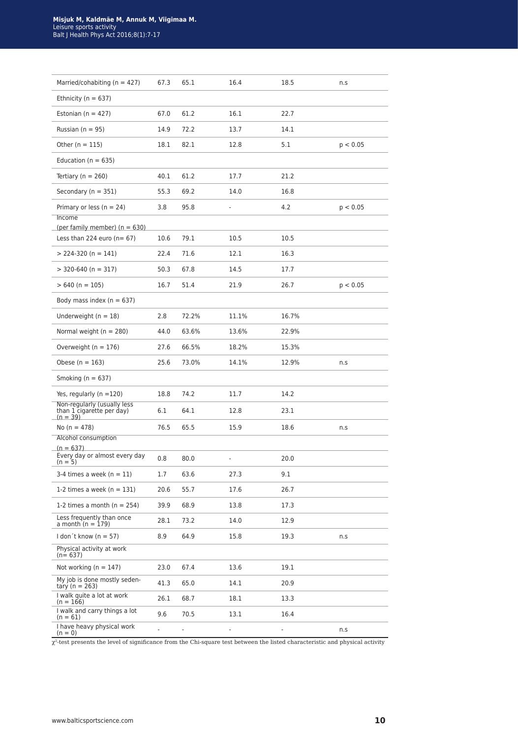| | | | | | |
|---|---|---|---|---|---|
| Married/cohabiting (n = 427) | 67.3 | 65.1 | 16.4 | 18.5 | n.s |
| Ethnicity (n = 637) | | | | | |
| Estonian (n = 427) | 67.0 | 61.2 | 16.1 | 22.7 | |
| Russian (n = 95) | 14.9 | 72.2 | 13.7 | 14.1 | |
| Other (n = 115) | 18.1 | 82.1 | 12.8 | 5.1 | $p < 0.05$ |
| Education (n = 635) | | | | | |
| Tertiary (n = 260) | 40.1 | 61.2 | 17.7 | 21.2 | |
| Secondary (n = 351) | 55.3 | 69.2 | 14.0 | 16.8 | |
| Primary or less (n = 24) | 3.8 | 95.8 | - | 4.2 | $p < 0.05$ |
| Income (per family member) (n = 630) | | | | | |
| Less than 224 euro (n= 67) | 10.6 | 79.1 | 10.5 | 10.5 | |
| > 224-320 (n = 141) | 22.4 | 71.6 | 12.1 | 16.3 | |
| > 320-640 (n = 317) | 50.3 | 67.8 | 14.5 | 17.7 | |
| > 640 (n = 105) | 16.7 | 51.4 | 21.9 | 26.7 | $p < 0.05$ |
| Body mass index (n = 637) | | | | | |
| Underweight (n = 18) | 2.8 | 72.2% | 11.1% | 16.7% | |
| Normal weight (n = 280) | 44.0 | 63.6% | 13.6% | 22.9% | |
| Overweight (n = 176) | 27.6 | 66.5% | 18.2% | 15.3% | |
| Obese (n = 163) | 25.6 | 73.0% | 14.1% | 12.9% | n.s |
| Smoking (n = 637) | | | | | |
| Yes, regularly (n =120) | 18.8 | 74.2 | 11.7 | 14.2 | |
| Non-regularly (usually less than 1 cigarette per day) (n = 39) | 6.1 | 64.1 | 12.8 | 23.1 | |
| No (n = 478) | 76.5 | 65.5 | 15.9 | 18.6 | n.s |
| Alcohol consumption (n = 637) | | | | | |
| Every day or almost every day (n = 5) | 0.8 | 80.0 | - | 20.0 | |
| 3-4 times a week (n = 11) | 1.7 | 63.6 | 27.3 | 9.1 | |
| 1-2 times a week (n = 131) | 20.6 | 55.7 | 17.6 | 26.7 | |
| 1-2 times a month (n = 254) | 39.9 | 68.9 | 13.8 | 17.3 | |
| Less frequently than once a month (n = 179) | 28.1 | 73.2 | 14.0 | 12.9 | |
| I don´t know (n = 57) | 8.9 | 64.9 | 15.8 | 19.3 | n.s |
| Physical activity at work (n= 637) | | | | | |
| Not working (n = 147) | 23.0 | 67.4 | 13.6 | 19.1 | |
| My job is done mostly sedentary (n = 263) | 41.3 | 65.0 | 14.1 | 20.9 | |
| I walk quite a lot at work (n = 166) | 26.1 | 68.7 | 18.1 | 13.3 | |
| I walk and carry things a lot (n = 61) | 9.6 | 70.5 | 13.1 | 16.4 | |
| I have heavy physical work (n = 0) | - | - | - | - | n.s |

$\chi^2$-test presents the level of significance from the Chi-square test between the listed characteristic and physical activity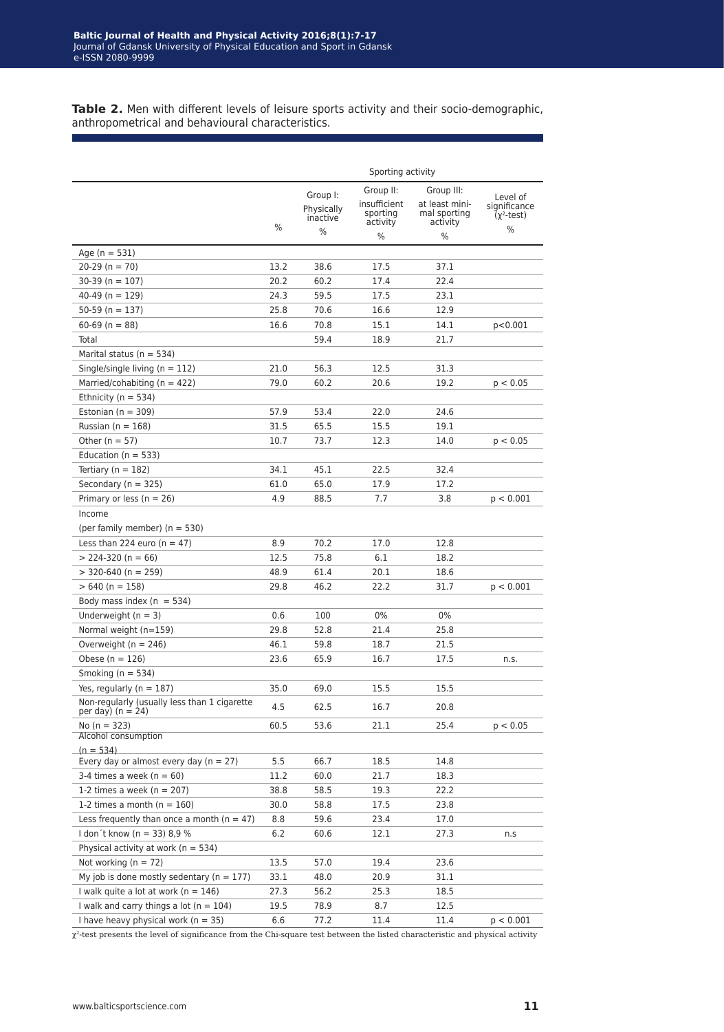**Table 2.** Men with different levels of leisure sports activity and their socio-demographic, anthropometrical and behavioural characteristics.

| | | Sporting activity | | | |
|---|---|---|---|---|---|
| | % | Group I: Physically inactive % | Group II: insufficient sporting activity % | Group III: at least minimal sporting activity % | Level of significance ($\chi^2$-test) % |
| Age (n = 531) | | | | | |
| 20-29 (n = 70) | 13.2 | 38.6 | 17.5 | 37.1 | |
| 30-39 (n = 107) | 20.2 | 60.2 | 17.4 | 22.4 | |
| 40-49 (n = 129) | 24.3 | 59.5 | 17.5 | 23.1 | |
| 50-59 (n = 137) | 25.8 | 70.6 | 16.6 | 12.9 | |
| 60-69 (n = 88) | 16.6 | 70.8 | 15.1 | 14.1 | p<0.001 |
| Total | | 59.4 | 18.9 | 21.7 | |
| Marital status (n = 534) | | | | | |
| Single/single living (n = 112) | 21.0 | 56.3 | 12.5 | 31.3 | |
| Married/cohabiting (n = 422) | 79.0 | 60.2 | 20.6 | 19.2 | p < 0.05 |
| Ethnicity (n = 534) | | | | | |
| Estonian (n = 309) | 57.9 | 53.4 | 22.0 | 24.6 | |
| Russian (n = 168) | 31.5 | 65.5 | 15.5 | 19.1 | |
| Other (n = 57) | 10.7 | 73.7 | 12.3 | 14.0 | p < 0.05 |
| Education (n = 533) | | | | | |
| Tertiary (n = 182) | 34.1 | 45.1 | 22.5 | 32.4 | |
| Secondary (n = 325) | 61.0 | 65.0 | 17.9 | 17.2 | |
| Primary or less (n = 26) | 4.9 | 88.5 | 7.7 | 3.8 | p < 0.001 |
| Income (per family member) (n = 530) | | | | | |
| Less than 224 euro (n = 47) | 8.9 | 70.2 | 17.0 | 12.8 | |
| > 224-320 (n = 66) | 12.5 | 75.8 | 6.1 | 18.2 | |
| > 320-640 (n = 259) | 48.9 | 61.4 | 20.1 | 18.6 | |
| > 640 (n = 158) | 29.8 | 46.2 | 22.2 | 31.7 | p < 0.001 |
| Body mass index (n = 534) | | | | | |
| Underweight (n = 3) | 0.6 | 100 | 0% | 0% | |
| Normal weight (n=159) | 29.8 | 52.8 | 21.4 | 25.8 | |
| Overweight (n = 246) | 46.1 | 59.8 | 18.7 | 21.5 | |
| Obese (n = 126) | 23.6 | 65.9 | 16.7 | 17.5 | n.s. |
| Smoking (n = 534) | | | | | |
| Yes, regularly (n = 187) | 35.0 | 69.0 | 15.5 | 15.5 | |
| Non-regularly (usually less than 1 cigarette per day) (n = 24) | 4.5 | 62.5 | 16.7 | 20.8 | |
| No (n = 323) | 60.5 | 53.6 | 21.1 | 25.4 | p < 0.05 |
| Alcohol consumption (n = 534) | | | | | |
| Every day or almost every day (n = 27) | 5.5 | 66.7 | 18.5 | 14.8 | |
| 3-4 times a week (n = 60) | 11.2 | 60.0 | 21.7 | 18.3 | |
| 1-2 times a week (n = 207) | 38.8 | 58.5 | 19.3 | 22.2 | |
| 1-2 times a month (n = 160) | 30.0 | 58.8 | 17.5 | 23.8 | |
| Less frequently than once a month (n = 47) | 8.8 | 59.6 | 23.4 | 17.0 | |
| I don´t know (n = 33) 8,9 % | 6.2 | 60.6 | 12.1 | 27.3 | n.s |
| Physical activity at work (n = 534) | | | | | |
| Not working (n = 72) | 13.5 | 57.0 | 19.4 | 23.6 | |
| My job is done mostly sedentary (n = 177) | 33.1 | 48.0 | 20.9 | 31.1 | |
| I walk quite a lot at work (n = 146) | 27.3 | 56.2 | 25.3 | 18.5 | |
| I walk and carry things a lot (n = 104) | 19.5 | 78.9 | 8.7 | 12.5 | |
| I have heavy physical work (n = 35) | 6.6 | 77.2 | 11.4 | 11.4 | p < 0.001 |

$\chi^2$-test presents the level of significance from the Chi-square test between the listed characteristic and physical activity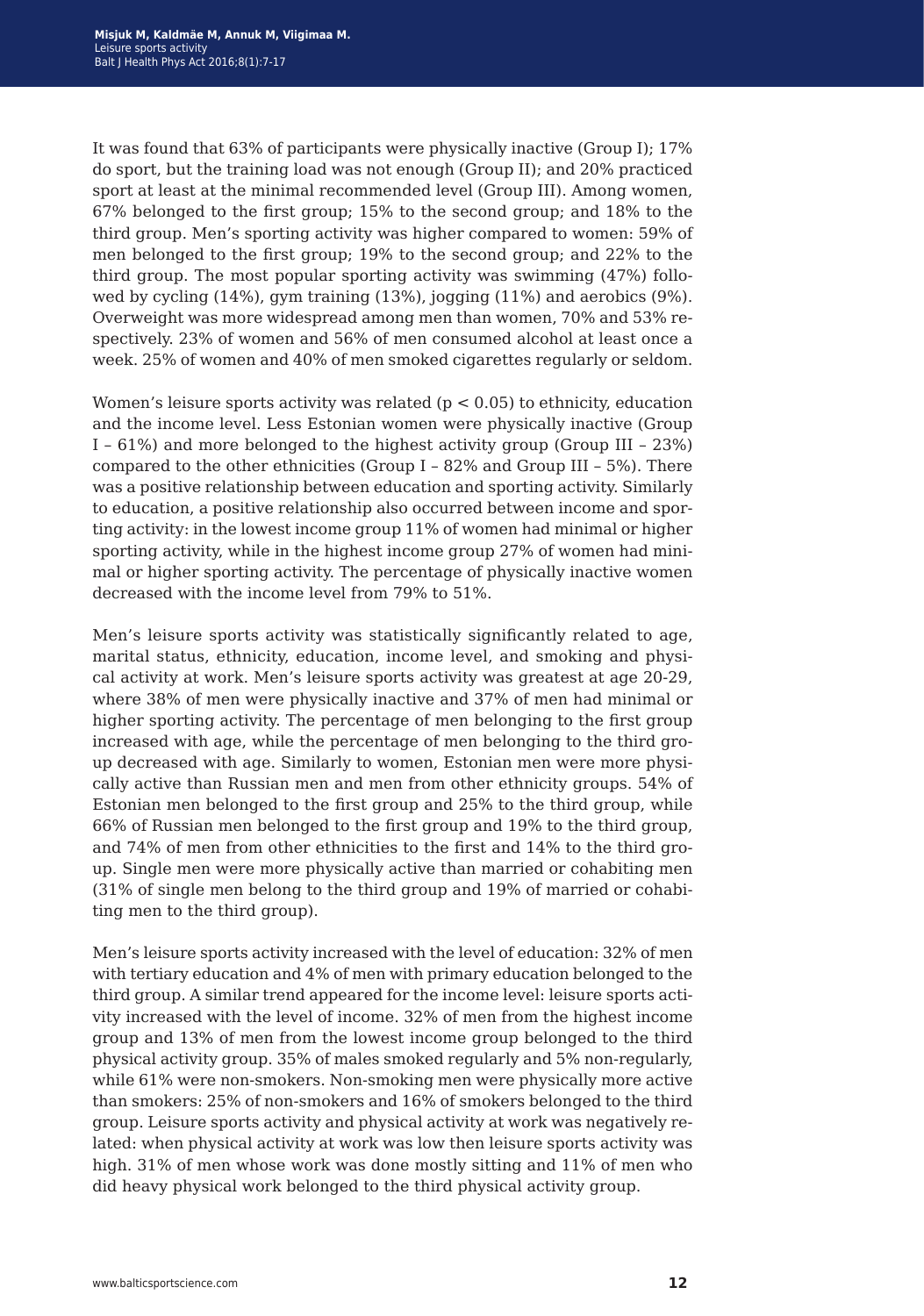It was found that 63% of participants were physically inactive (Group I); 17% do sport, but the training load was not enough (Group II); and 20% practiced sport at least at the minimal recommended level (Group III). Among women, 67% belonged to the first group; 15% to the second group; and 18% to the third group. Men's sporting activity was higher compared to women: 59% of men belonged to the first group; 19% to the second group; and 22% to the third group. The most popular sporting activity was swimming (47%) followed by cycling (14%), gym training (13%), jogging (11%) and aerobics (9%). Overweight was more widespread among men than women, 70% and 53% respectively. 23% of women and 56% of men consumed alcohol at least once a week. 25% of women and 40% of men smoked cigarettes regularly or seldom.

Women's leisure sports activity was related ($p < 0.05$) to ethnicity, education and the income level. Less Estonian women were physically inactive (Group I – 61%) and more belonged to the highest activity group (Group III – 23%) compared to the other ethnicities (Group I – 82% and Group III – 5%). There was a positive relationship between education and sporting activity. Similarly to education, a positive relationship also occurred between income and sporting activity: in the lowest income group 11% of women had minimal or higher sporting activity, while in the highest income group 27% of women had minimal or higher sporting activity. The percentage of physically inactive women decreased with the income level from 79% to 51%.

Men's leisure sports activity was statistically significantly related to age, marital status, ethnicity, education, income level, and smoking and physical activity at work. Men's leisure sports activity was greatest at age 20-29, where 38% of men were physically inactive and 37% of men had minimal or higher sporting activity. The percentage of men belonging to the first group increased with age, while the percentage of men belonging to the third group decreased with age. Similarly to women, Estonian men were more physically active than Russian men and men from other ethnicity groups. 54% of Estonian men belonged to the first group and 25% to the third group, while 66% of Russian men belonged to the first group and 19% to the third group, and 74% of men from other ethnicities to the first and 14% to the third group. Single men were more physically active than married or cohabiting men (31% of single men belong to the third group and 19% of married or cohabiting men to the third group).

Men's leisure sports activity increased with the level of education: 32% of men with tertiary education and 4% of men with primary education belonged to the third group. A similar trend appeared for the income level: leisure sports activity increased with the level of income. 32% of men from the highest income group and 13% of men from the lowest income group belonged to the third physical activity group. 35% of males smoked regularly and 5% non-regularly, while 61% were non-smokers. Non-smoking men were physically more active than smokers: 25% of non-smokers and 16% of smokers belonged to the third group. Leisure sports activity and physical activity at work was negatively related: when physical activity at work was low then leisure sports activity was high. 31% of men whose work was done mostly sitting and 11% of men who did heavy physical work belonged to the third physical activity group.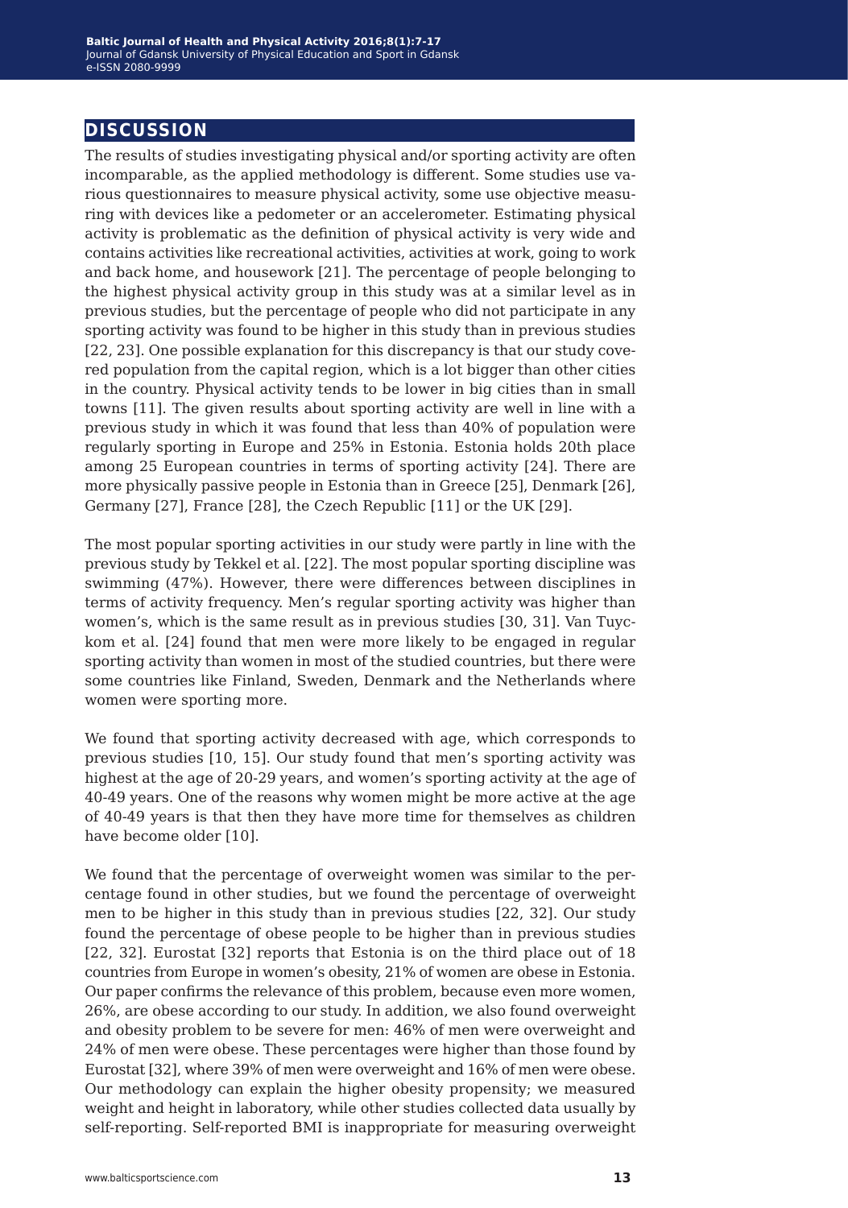## DISCUSSION

The results of studies investigating physical and/or sporting activity are often incomparable, as the applied methodology is different. Some studies use various questionnaires to measure physical activity, some use objective measuring with devices like a pedometer or an accelerometer. Estimating physical activity is problematic as the definition of physical activity is very wide and contains activities like recreational activities, activities at work, going to work and back home, and housework [21]. The percentage of people belonging to the highest physical activity group in this study was at a similar level as in previous studies, but the percentage of people who did not participate in any sporting activity was found to be higher in this study than in previous studies [22, 23]. One possible explanation for this discrepancy is that our study covered population from the capital region, which is a lot bigger than other cities in the country. Physical activity tends to be lower in big cities than in small towns [11]. The given results about sporting activity are well in line with a previous study in which it was found that less than 40% of population were regularly sporting in Europe and 25% in Estonia. Estonia holds 20th place among 25 European countries in terms of sporting activity [24]. There are more physically passive people in Estonia than in Greece [25], Denmark [26], Germany [27], France [28], the Czech Republic [11] or the UK [29].

The most popular sporting activities in our study were partly in line with the previous study by Tekkel et al. [22]. The most popular sporting discipline was swimming (47%). However, there were differences between disciplines in terms of activity frequency. Men's regular sporting activity was higher than women's, which is the same result as in previous studies [30, 31]. Van Tuyckom et al. [24] found that men were more likely to be engaged in regular sporting activity than women in most of the studied countries, but there were some countries like Finland, Sweden, Denmark and the Netherlands where women were sporting more.

We found that sporting activity decreased with age, which corresponds to previous studies [10, 15]. Our study found that men's sporting activity was highest at the age of 20-29 years, and women's sporting activity at the age of 40-49 years. One of the reasons why women might be more active at the age of 40-49 years is that then they have more time for themselves as children have become older [10].

We found that the percentage of overweight women was similar to the percentage found in other studies, but we found the percentage of overweight men to be higher in this study than in previous studies [22, 32]. Our study found the percentage of obese people to be higher than in previous studies [22, 32]. Eurostat [32] reports that Estonia is on the third place out of 18 countries from Europe in women's obesity, 21% of women are obese in Estonia. Our paper confirms the relevance of this problem, because even more women, 26%, are obese according to our study. In addition, we also found overweight and obesity problem to be severe for men: 46% of men were overweight and 24% of men were obese. These percentages were higher than those found by Eurostat [32], where 39% of men were overweight and 16% of men were obese. Our methodology can explain the higher obesity propensity; we measured weight and height in laboratory, while other studies collected data usually by self-reporting. Self-reported BMI is inappropriate for measuring overweight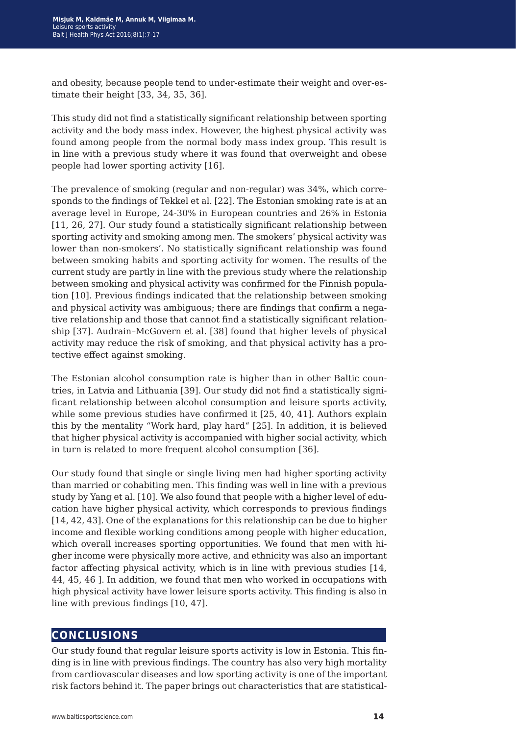and obesity, because people tend to under-estimate their weight and over-estimate their height [33, 34, 35, 36].

This study did not find a statistically significant relationship between sporting activity and the body mass index. However, the highest physical activity was found among people from the normal body mass index group. This result is in line with a previous study where it was found that overweight and obese people had lower sporting activity [16].

The prevalence of smoking (regular and non-regular) was 34%, which corresponds to the findings of Tekkel et al. [22]. The Estonian smoking rate is at an average level in Europe, 24-30% in European countries and 26% in Estonia [11, 26, 27]. Our study found a statistically significant relationship between sporting activity and smoking among men. The smokers' physical activity was lower than non-smokers'. No statistically significant relationship was found between smoking habits and sporting activity for women. The results of the current study are partly in line with the previous study where the relationship between smoking and physical activity was confirmed for the Finnish population [10]. Previous findings indicated that the relationship between smoking and physical activity was ambiguous; there are findings that confirm a negative relationship and those that cannot find a statistically significant relationship [37]. Audrain–McGovern et al. [38] found that higher levels of physical activity may reduce the risk of smoking, and that physical activity has a protective effect against smoking.

The Estonian alcohol consumption rate is higher than in other Baltic countries, in Latvia and Lithuania [39]. Our study did not find a statistically significant relationship between alcohol consumption and leisure sports activity, while some previous studies have confirmed it [25, 40, 41]. Authors explain this by the mentality "Work hard, play hard" [25]. In addition, it is believed that higher physical activity is accompanied with higher social activity, which in turn is related to more frequent alcohol consumption [36].

Our study found that single or single living men had higher sporting activity than married or cohabiting men. This finding was well in line with a previous study by Yang et al. [10]. We also found that people with a higher level of education have higher physical activity, which corresponds to previous findings [14, 42, 43]. One of the explanations for this relationship can be due to higher income and flexible working conditions among people with higher education, which overall increases sporting opportunities. We found that men with higher income were physically more active, and ethnicity was also an important factor affecting physical activity, which is in line with previous studies [14, 44, 45, 46 ]. In addition, we found that men who worked in occupations with high physical activity have lower leisure sports activity. This finding is also in line with previous findings [10, 47].

## CONCLUSIONS

Our study found that regular leisure sports activity is low in Estonia. This finding is in line with previous findings. The country has also very high mortality from cardiovascular diseases and low sporting activity is one of the important risk factors behind it. The paper brings out characteristics that are statistical-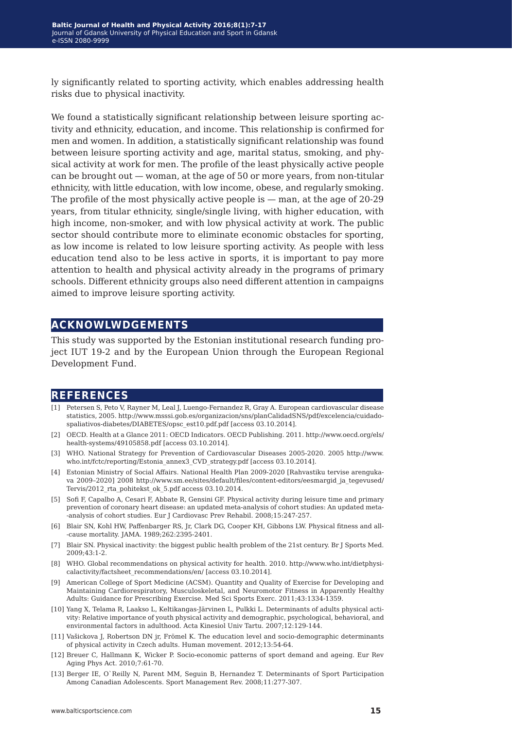ly significantly related to sporting activity, which enables addressing health risks due to physical inactivity.

We found a statistically significant relationship between leisure sporting activity and ethnicity, education, and income. This relationship is confirmed for men and women. In addition, a statistically significant relationship was found between leisure sporting activity and age, marital status, smoking, and physical activity at work for men. The profile of the least physically active people can be brought out — woman, at the age of 50 or more years, from non-titular ethnicity, with little education, with low income, obese, and regularly smoking. The profile of the most physically active people is — man, at the age of 20-29 years, from titular ethnicity, single/single living, with higher education, with high income, non-smoker, and with low physical activity at work. The public sector should contribute more to eliminate economic obstacles for sporting, as low income is related to low leisure sporting activity. As people with less education tend also to be less active in sports, it is important to pay more attention to health and physical activity already in the programs of primary schools. Different ethnicity groups also need different attention in campaigns aimed to improve leisure sporting activity.

## ACKNOWLWDGEMENTS

This study was supported by the Estonian institutional research funding project IUT 19-2 and by the European Union through the European Regional Development Fund.

## REFERENCES

[1] Petersen S, Peto V, Rayner M, Leal J, Luengo-Fernandez R, Gray A. European cardiovascular disease statistics, 2005. http://www.msssi.gob.es/organizacion/sns/planCalidadSNS/pdf/excelencia/cuidadospaliativos-diabetes/DIABETES/opsc_est10.pdf.pdf [access 03.10.2014].

[2] OECD. Health at a Glance 2011: OECD Indicators. OECD Publishing. 2011. http://www.oecd.org/els/health-systems/49105858.pdf [access 03.10.2014].

[3] WHO. National Strategy for Prevention of Cardiovascular Diseases 2005-2020. 2005 http://www.who.int/fctc/reporting/Estonia_annex3_CVD_strategy.pdf [access 03.10.2014].

[4] Estonian Ministry of Social Affairs. National Health Plan 2009-2020 [Rahvastiku tervise arengukava 2009–2020] 2008 http://www.sm.ee/sites/default/files/content-editors/eesmargid_ja_tegevused/Tervis/2012_rta_pohitekst_ok_5.pdf access 03.10.2014.

[5] Sofi F, Capalbo A, Cesari F, Abbate R, Gensini GF. Physical activity during leisure time and primary prevention of coronary heart disease: an updated meta-analysis of cohort studies: An updated meta--analysis of cohort studies. Eur J Cardiovasc Prev Rehabil. 2008;15:247-257.

[6] Blair SN, Kohl HW, Paffenbarger RS, Jr, Clark DG, Cooper KH, Gibbons LW. Physical fitness and all--cause mortality. JAMA. 1989;262:2395-2401.

[7] Blair SN. Physical inactivity: the biggest public health problem of the 21st century. Br J Sports Med. 2009;43:1-2.

[8] WHO. Global recommendations on physical activity for health. 2010. http://www.who.int/dietphysicalactivity/factsheet_recommendations/en/ [access 03.10.2014].

[9] American College of Sport Medicine (ACSM). Quantity and Quality of Exercise for Developing and Maintaining Cardiorespiratory, Musculoskeletal, and Neuromotor Fitness in Apparently Healthy Adults: Guidance for Prescribing Exercise. Med Sci Sports Exerc. 2011;43:1334-1359.

[10] Yang X, Telama R, Laakso L, Keltikangas-Järvinen L, Pulkki L. Determinants of adults physical activity: Relative importance of youth physical activity and demographic, psychological, behavioral, and environmental factors in adulthood. Acta Kinesiol Univ Tartu. 2007;12:129-144.

[11] Vašickova J, Robertson DN jr, Frömel K. The education level and socio-demographic determinants of physical activity in Czech adults. Human movement. 2012;13:54-64.

[12] Breuer C, Hallmann K, Wicker P. Socio-economic patterns of sport demand and ageing. Eur Rev Aging Phys Act. 2010;7:61-70.

[13] Berger IE, O`Reilly N, Parent MM, Seguin B, Hernandez T. Determinants of Sport Participation Among Canadian Adolescents. Sport Management Rev. 2008;11:277-307.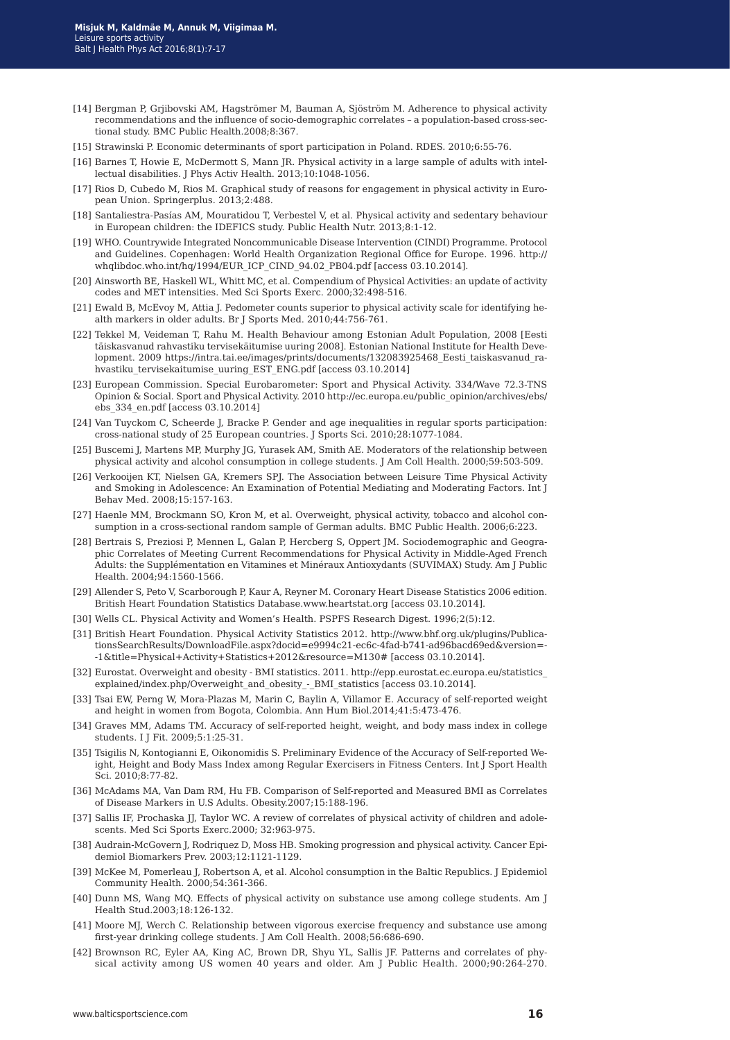[14] Bergman P, Grjibovski AM, Hagströmer M, Bauman A, Sjöström M. Adherence to physical activity recommendations and the influence of socio-demographic correlates – a population-based cross-sectional study. BMC Public Health.2008;8:367.

[15] Strawinski P. Economic determinants of sport participation in Poland. RDES. 2010;6:55-76.

[16] Barnes T, Howie E, McDermott S, Mann JR. Physical activity in a large sample of adults with intellectual disabilities. J Phys Activ Health. 2013;10:1048-1056.

[17] Rios D, Cubedo M, Rios M. Graphical study of reasons for engagement in physical activity in European Union. Springerplus. 2013;2:488.

[18] Santaliestra-Pasías AM, Mouratidou T, Verbestel V, et al. Physical activity and sedentary behaviour in European children: the IDEFICS study. Public Health Nutr. 2013;8:1-12.

[19] WHO. Countrywide Integrated Noncommunicable Disease Intervention (CINDI) Programme. Protocol and Guidelines. Copenhagen: World Health Organization Regional Office for Europe. 1996. http://whqlibdoc.who.int/hq/1994/EUR_ICP_CIND_94.02_PB04.pdf [access 03.10.2014].

[20] Ainsworth BE, Haskell WL, Whitt MC, et al. Compendium of Physical Activities: an update of activity codes and MET intensities. Med Sci Sports Exerc. 2000;32:498-516.

[21] Ewald B, McEvoy M, Attia J. Pedometer counts superior to physical activity scale for identifying health markers in older adults. Br J Sports Med. 2010;44:756-761.

[22] Tekkel M, Veideman T, Rahu M. Health Behaviour among Estonian Adult Population, 2008 [Eesti täiskasvanud rahvastiku tervisekäitumise uuring 2008]. Estonian National Institute for Health Development. 2009 https://intra.tai.ee/images/prints/documents/132083925468_Eesti_taiskasvanud_rahvastiku_tervisekaitumise_uuring_EST_ENG.pdf [access 03.10.2014]

[23] European Commission. Special Eurobarometer: Sport and Physical Activity. 334/Wave 72.3-TNS Opinion & Social. Sport and Physical Activity. 2010 http://ec.europa.eu/public_opinion/archives/ebs/ebs_334_en.pdf [access 03.10.2014]

[24] Van Tuyckom C, Scheerde J, Bracke P. Gender and age inequalities in regular sports participation: cross-national study of 25 European countries. J Sports Sci. 2010;28:1077-1084.

[25] Buscemi J, Martens MP, Murphy JG, Yurasek AM, Smith AE. Moderators of the relationship between physical activity and alcohol consumption in college students. J Am Coll Health. 2000;59:503-509.

[26] Verkooijen KT, Nielsen GA, Kremers SPJ. The Association between Leisure Time Physical Activity and Smoking in Adolescence: An Examination of Potential Mediating and Moderating Factors. Int J Behav Med. 2008;15:157-163.

[27] Haenle MM, Brockmann SO, Kron M, et al. Overweight, physical activity, tobacco and alcohol consumption in a cross-sectional random sample of German adults. BMC Public Health. 2006;6:223.

[28] Bertrais S, Preziosi P, Mennen L, Galan P, Hercberg S, Oppert JM. Sociodemographic and Geographic Correlates of Meeting Current Recommendations for Physical Activity in Middle-Aged French Adults: the Supplémentation en Vitamines et Minéraux Antioxydants (SUVIMAX) Study. Am J Public Health. 2004;94:1560-1566.

[29] Allender S, Peto V, Scarborough P, Kaur A, Reyner M. Coronary Heart Disease Statistics 2006 edition. British Heart Foundation Statistics Database.www.heartstat.org [access 03.10.2014].

[30] Wells CL. Physical Activity and Women's Health. PSPFS Research Digest. 1996;2(5):12.

[31] British Heart Foundation. Physical Activity Statistics 2012. http://www.bhf.org.uk/plugins/PublicationsSearchResults/DownloadFile.aspx?docid=e9994c21-ec6c-4fad-b741-ad96bacd69ed&version=--1&title=Physical+Activity+Statistics+2012&resource=M130# [access 03.10.2014].

[32] Eurostat. Overweight and obesity - BMI statistics. 2011. http://epp.eurostat.ec.europa.eu/statistics_explained/index.php/Overweight_and_obesity_-_BMI_statistics [access 03.10.2014].

[33] Tsai EW, Perng W, Mora-Plazas M, Marin C, Baylin A, Villamor E. Accuracy of self-reported weight and height in women from Bogota, Colombia. Ann Hum Biol.2014;41:5:473-476.

[34] Graves MM, Adams TM. Accuracy of self-reported height, weight, and body mass index in college students. I J Fit. 2009;5:1:25-31.

[35] Tsigilis N, Kontogianni E, Oikonomidis S. Preliminary Evidence of the Accuracy of Self-reported Weight, Height and Body Mass Index among Regular Exercisers in Fitness Centers. Int J Sport Health Sci. 2010;8:77-82.

[36] McAdams MA, Van Dam RM, Hu FB. Comparison of Self-reported and Measured BMI as Correlates of Disease Markers in U.S Adults. Obesity.2007;15:188-196.

[37] Sallis IF, Prochaska JJ, Taylor WC. A review of correlates of physical activity of children and adolescents. Med Sci Sports Exerc.2000; 32:963-975.

[38] Audrain-McGovern J, Rodriquez D, Moss HB. Smoking progression and physical activity. Cancer Epidemiol Biomarkers Prev. 2003;12:1121-1129.

[39] McKee M, Pomerleau J, Robertson A, et al. Alcohol consumption in the Baltic Republics. J Epidemiol Community Health. 2000;54:361-366.

[40] Dunn MS, Wang MQ. Effects of physical activity on substance use among college students. Am J Health Stud.2003;18:126-132.

[41] Moore MJ, Werch C. Relationship between vigorous exercise frequency and substance use among first-year drinking college students. J Am Coll Health. 2008;56:686-690.

[42] Brownson RC, Eyler AA, King AC, Brown DR, Shyu YL, Sallis JF. Patterns and correlates of physical activity among US women 40 years and older. Am J Public Health. 2000;90:264-270.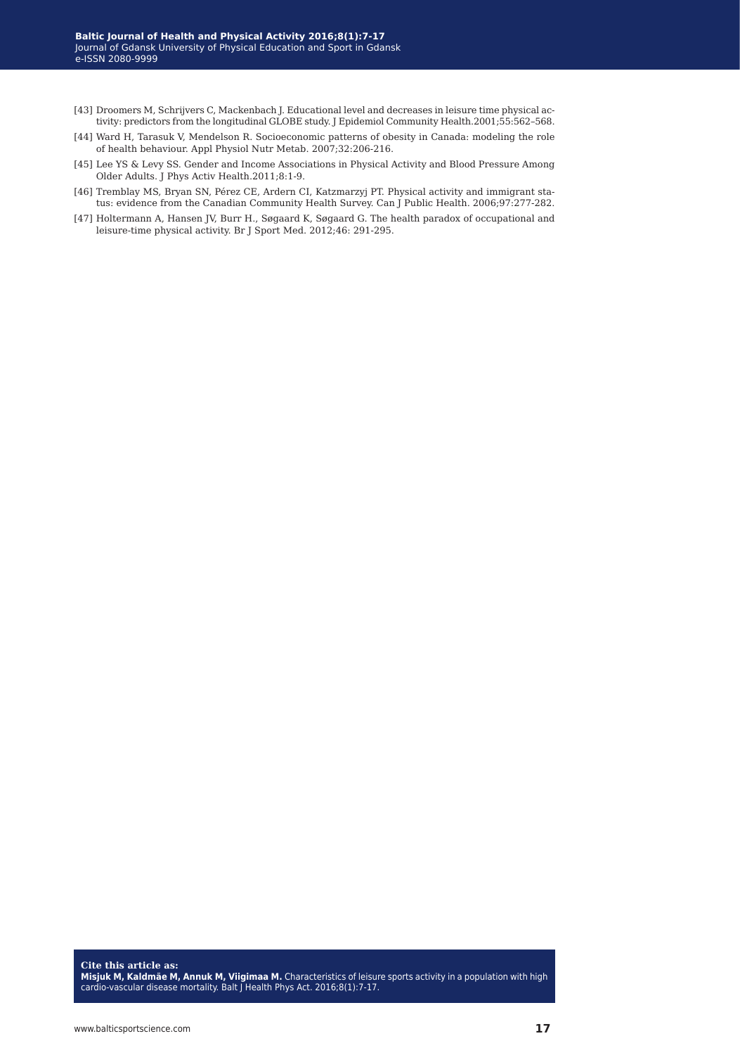[43] Droomers M, Schrijvers C, Mackenbach J. Educational level and decreases in leisure time physical activity: predictors from the longitudinal GLOBE study. J Epidemiol Community Health.2001;55:562–568.

[44] Ward H, Tarasuk V, Mendelson R. Socioeconomic patterns of obesity in Canada: modeling the role of health behaviour. Appl Physiol Nutr Metab. 2007;32:206-216.

[45] Lee YS & Levy SS. Gender and Income Associations in Physical Activity and Blood Pressure Among Older Adults. J Phys Activ Health.2011;8:1-9.

[46] Tremblay MS, Bryan SN, Pérez CE, Ardern CI, Katzmarzyj PT. Physical activity and immigrant status: evidence from the Canadian Community Health Survey. Can J Public Health. 2006;97:277-282.

[47] Holtermann A, Hansen JV, Burr H., Søgaard K, Søgaard G. The health paradox of occupational and leisure-time physical activity. Br J Sport Med. 2012;46: 291-295.

**Cite this article as:**
**Misjuk M, Kaldmäe M, Annuk M, Viigimaa M.** Characteristics of leisure sports activity in a population with high cardio-vascular disease mortality. Balt J Health Phys Act. 2016;8(1):7-17.